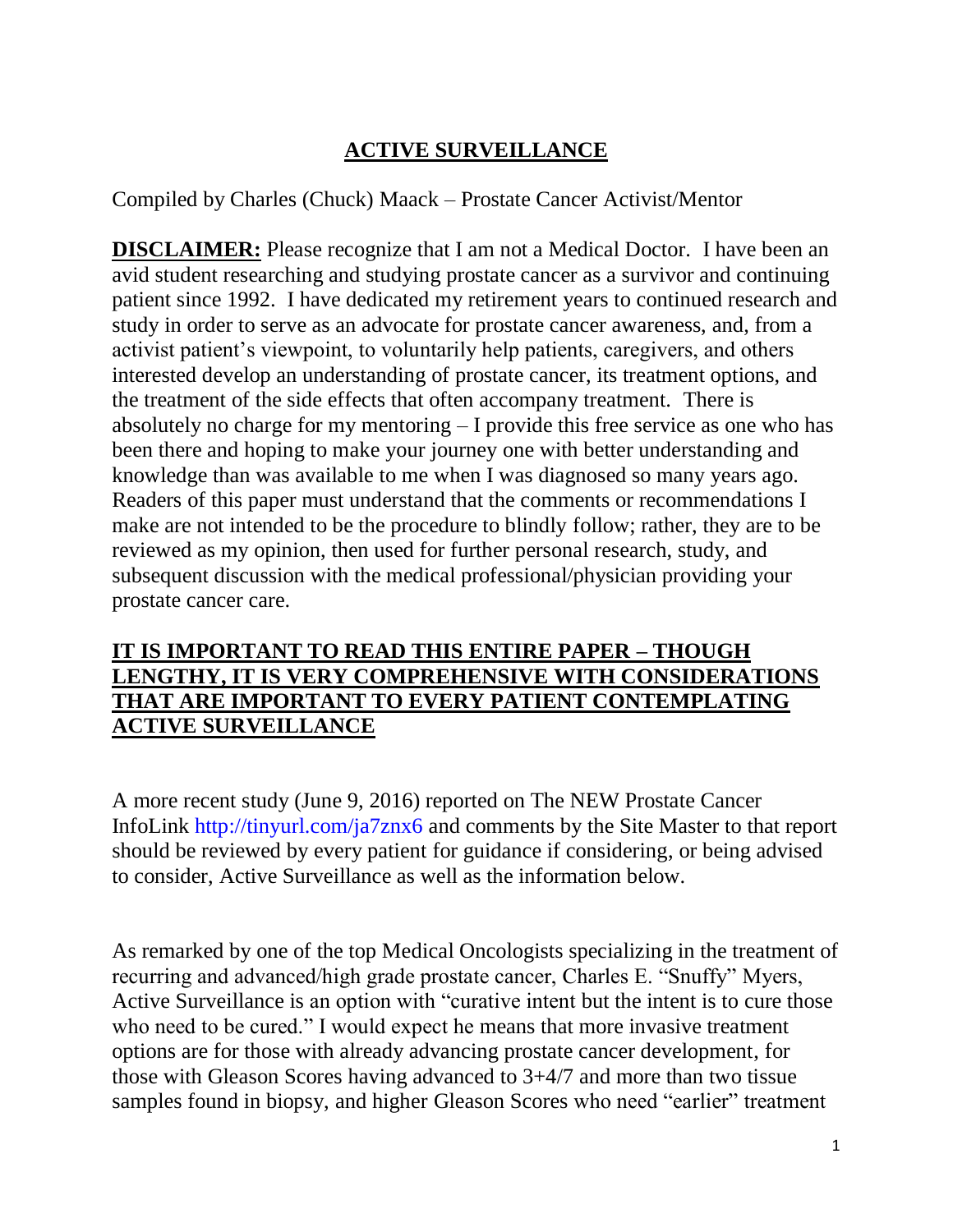# ACTIVE SURVEILLANCE

Compiled by Charles (Chuck) Maack – Prostate Cancer Activist/Mentor

**DISCLAIMER:** Please recognize that I am not a Medical Doctor. I have been an avid student researching and studying prostate cancer as a survivor and continuing patient since 1992. I have dedicated my retirement years to continued research and study in order to serve as an advocate for prostate cancer awareness, and, from a activist patient's viewpoint, to voluntarily help patients, caregivers, and others interested develop an understanding of prostate cancer, its treatment options, and the treatment of the side effects that often accompany treatment. There is absolutely no charge for my mentoring – I provide this free service as one who has been there and hoping to make your journey one with better understanding and knowledge than was available to me when I was diagnosed so many years ago. Readers of this paper must understand that the comments or recommendations I make are not intended to be the procedure to blindly follow; rather, they are to be reviewed as my opinion, then used for further personal research, study, and subsequent discussion with the medical professional/physician providing your prostate cancer care.

**IT IS IMPORTANT TO READ THIS ENTIRE PAPER – THOUGH LENGTHY, IT IS VERY COMPREHENSIVE WITH CONSIDERATIONS THAT ARE IMPORTANT TO EVERY PATIENT CONTEMPLATING ACTIVE SURVEILLANCE**

A more recent study (June 9, 2016) reported on The NEW Prostate Cancer InfoLink http://tinyurl.com/ja7znx6 and comments by the Site Master to that report should be reviewed by every patient for guidance if considering, or being advised to consider, Active Surveillance as well as the information below.

As remarked by one of the top Medical Oncologists specializing in the treatment of recurring and advanced/high grade prostate cancer, Charles E. "Snuffy" Myers, Active Surveillance is an option with "curative intent but the intent is to cure those who need to be cured." I would expect he means that more invasive treatment options are for those with already advancing prostate cancer development, for those with Gleason Scores having advanced to 3+4/7 and more than two tissue samples found in biopsy, and higher Gleason Scores who need "earlier" treatment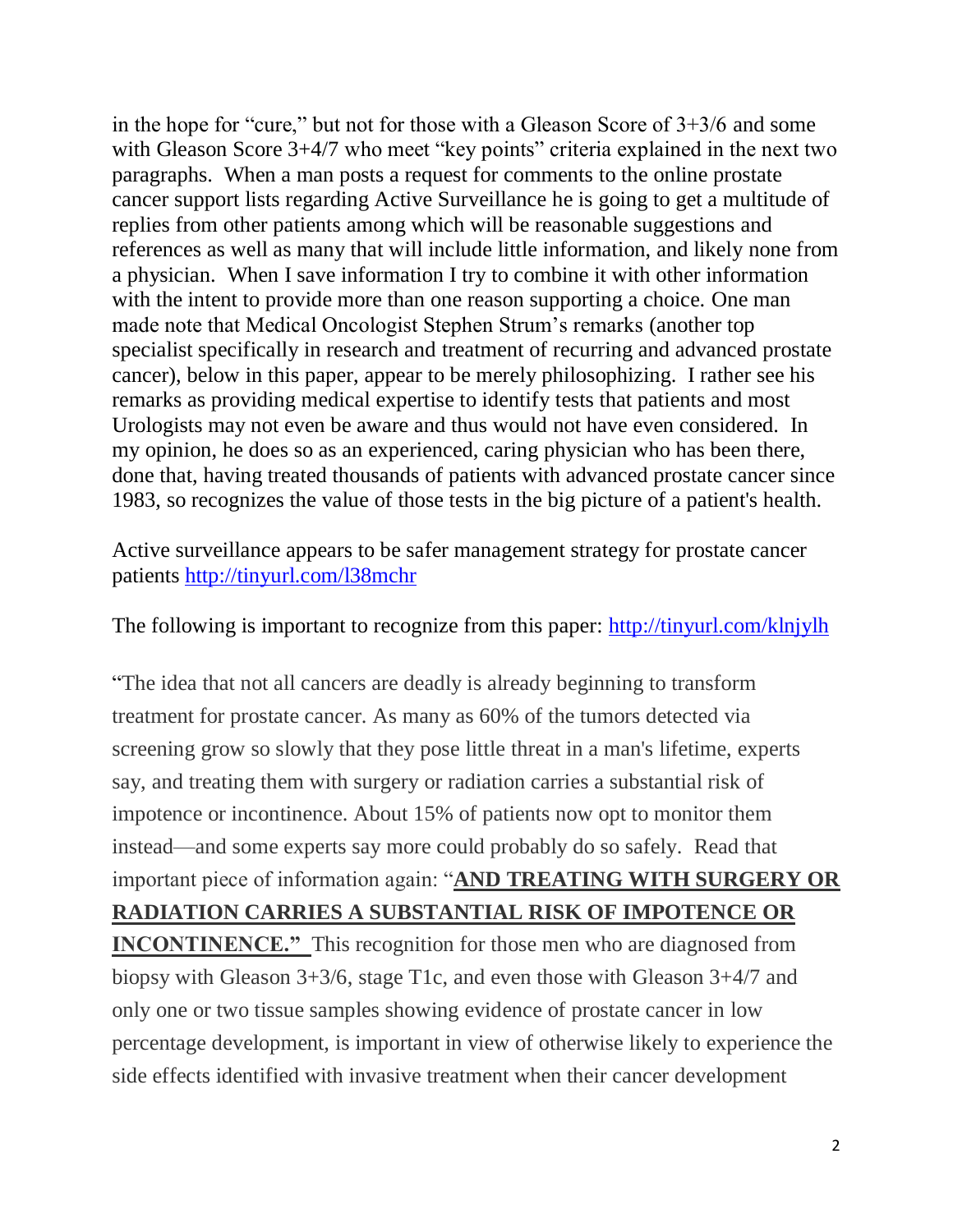in the hope for "cure," but not for those with a Gleason Score of 3+3/6 and some with Gleason Score 3+4/7 who meet "key points" criteria explained in the next two paragraphs. When a man posts a request for comments to the online prostate cancer support lists regarding Active Surveillance he is going to get a multitude of replies from other patients among which will be reasonable suggestions and references as well as many that will include little information, and likely none from a physician. When I save information I try to combine it with other information with the intent to provide more than one reason supporting a choice. One man made note that Medical Oncologist Stephen Strum's remarks (another top specialist specifically in research and treatment of recurring and advanced prostate cancer), below in this paper, appear to be merely philosophizing. I rather see his remarks as providing medical expertise to identify tests that patients and most Urologists may not even be aware and thus would not have even considered. In my opinion, he does so as an experienced, caring physician who has been there, done that, having treated thousands of patients with advanced prostate cancer since 1983, so recognizes the value of those tests in the big picture of a patient's health.

Active surveillance appears to be safer management strategy for prostate cancer patients http://tinyurl.com/l38mchr

The following is important to recognize from this paper: http://tinyurl.com/klnjylh

"The idea that not all cancers are deadly is already beginning to transform treatment for prostate cancer. As many as 60% of the tumors detected via screening grow so slowly that they pose little threat in a man's lifetime, experts say, and treating them with surgery or radiation carries a substantial risk of impotence or incontinence. About 15% of patients now opt to monitor them instead—and some experts say more could probably do so safely. Read that important piece of information again: "**<u>AND TREATING WITH SURGERY OR RADIATION CARRIES A SUBSTANTIAL RISK OF IMPOTENCE OR INCONTINENCE."</u>** This recognition for those men who are diagnosed from biopsy with Gleason 3+3/6, stage T1c, and even those with Gleason 3+4/7 and only one or two tissue samples showing evidence of prostate cancer in low percentage development, is important in view of otherwise likely to experience the side effects identified with invasive treatment when their cancer development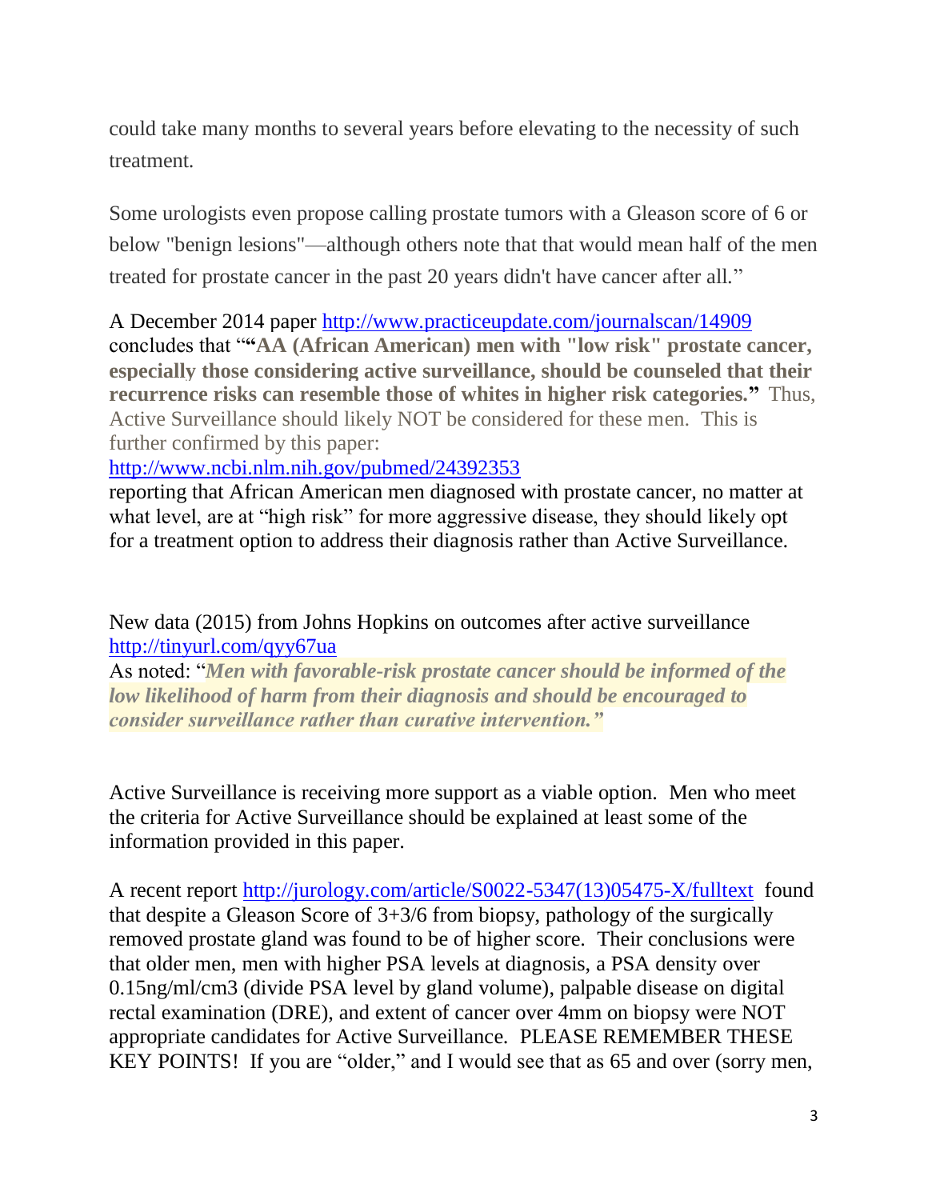could take many months to several years before elevating to the necessity of such treatment.

Some urologists even propose calling prostate tumors with a Gleason score of 6 or below "benign lesions"—although others note that that would mean half of the men treated for prostate cancer in the past 20 years didn't have cancer after all."

A December 2014 paper http://www.practiceupdate.com/journalscan/14909 concludes that "**"AA (African American) men with "low risk" prostate cancer, especially those considering active surveillance, should be counseled that their recurrence risks can resemble those of whites in higher risk categories."** Thus, Active Surveillance should likely NOT be considered for these men. This is further confirmed by this paper: http://www.ncbi.nlm.nih.gov/pubmed/24392353 reporting that African American men diagnosed with prostate cancer, no matter at what level, are at "high risk" for more aggressive disease, they should likely opt for a treatment option to address their diagnosis rather than Active Surveillance.

New data (2015) from Johns Hopkins on outcomes after active surveillance http://tinyurl.com/qyy67ua

As noted: "***Men with favorable-risk prostate cancer should be informed of the low likelihood of harm from their diagnosis and should be encouraged to consider surveillance rather than curative intervention."***

Active Surveillance is receiving more support as a viable option. Men who meet the criteria for Active Surveillance should be explained at least some of the information provided in this paper.

A recent report http://jurology.com/article/S0022-5347(13)05475-X/fulltext found that despite a Gleason Score of 3+3/6 from biopsy, pathology of the surgically removed prostate gland was found to be of higher score. Their conclusions were that older men, men with higher PSA levels at diagnosis, a PSA density over 0.15ng/ml/cm3 (divide PSA level by gland volume), palpable disease on digital rectal examination (DRE), and extent of cancer over 4mm on biopsy were NOT appropriate candidates for Active Surveillance. PLEASE REMEMBER THESE KEY POINTS! If you are "older," and I would see that as 65 and over (sorry men,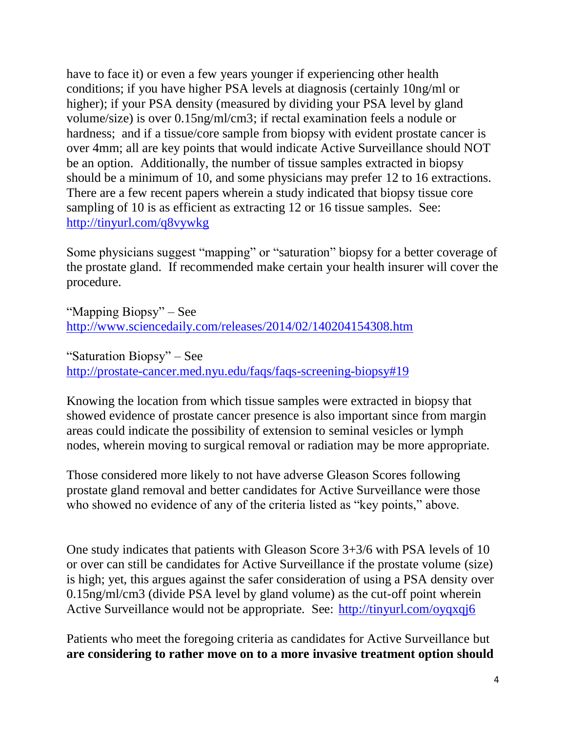have to face it) or even a few years younger if experiencing other health conditions; if you have higher PSA levels at diagnosis (certainly 10ng/ml or higher); if your PSA density (measured by dividing your PSA level by gland volume/size) is over 0.15ng/ml/cm3; if rectal examination feels a nodule or hardness; and if a tissue/core sample from biopsy with evident prostate cancer is over 4mm; all are key points that would indicate Active Surveillance should NOT be an option. Additionally, the number of tissue samples extracted in biopsy should be a minimum of 10, and some physicians may prefer 12 to 16 extractions. There are a few recent papers wherein a study indicated that biopsy tissue core sampling of 10 is as efficient as extracting 12 or 16 tissue samples. See: http://tinyurl.com/q8vywkg

Some physicians suggest "mapping" or "saturation" biopsy for a better coverage of the prostate gland. If recommended make certain your health insurer will cover the procedure.

"Mapping Biopsy" – See http://www.sciencedaily.com/releases/2014/02/140204154308.htm

"Saturation Biopsy" – See http://prostate-cancer.med.nyu.edu/faqs/faqs-screening-biopsy#19

Knowing the location from which tissue samples were extracted in biopsy that showed evidence of prostate cancer presence is also important since from margin areas could indicate the possibility of extension to seminal vesicles or lymph nodes, wherein moving to surgical removal or radiation may be more appropriate.

Those considered more likely to not have adverse Gleason Scores following prostate gland removal and better candidates for Active Surveillance were those who showed no evidence of any of the criteria listed as "key points," above.

One study indicates that patients with Gleason Score 3+3/6 with PSA levels of 10 or over can still be candidates for Active Surveillance if the prostate volume (size) is high; yet, this argues against the safer consideration of using a PSA density over 0.15ng/ml/cm3 (divide PSA level by gland volume) as the cut-off point wherein Active Surveillance would not be appropriate. See: http://tinyurl.com/oyqxqj6

Patients who meet the foregoing criteria as candidates for Active Surveillance but **are considering to rather move on to a more invasive treatment option should**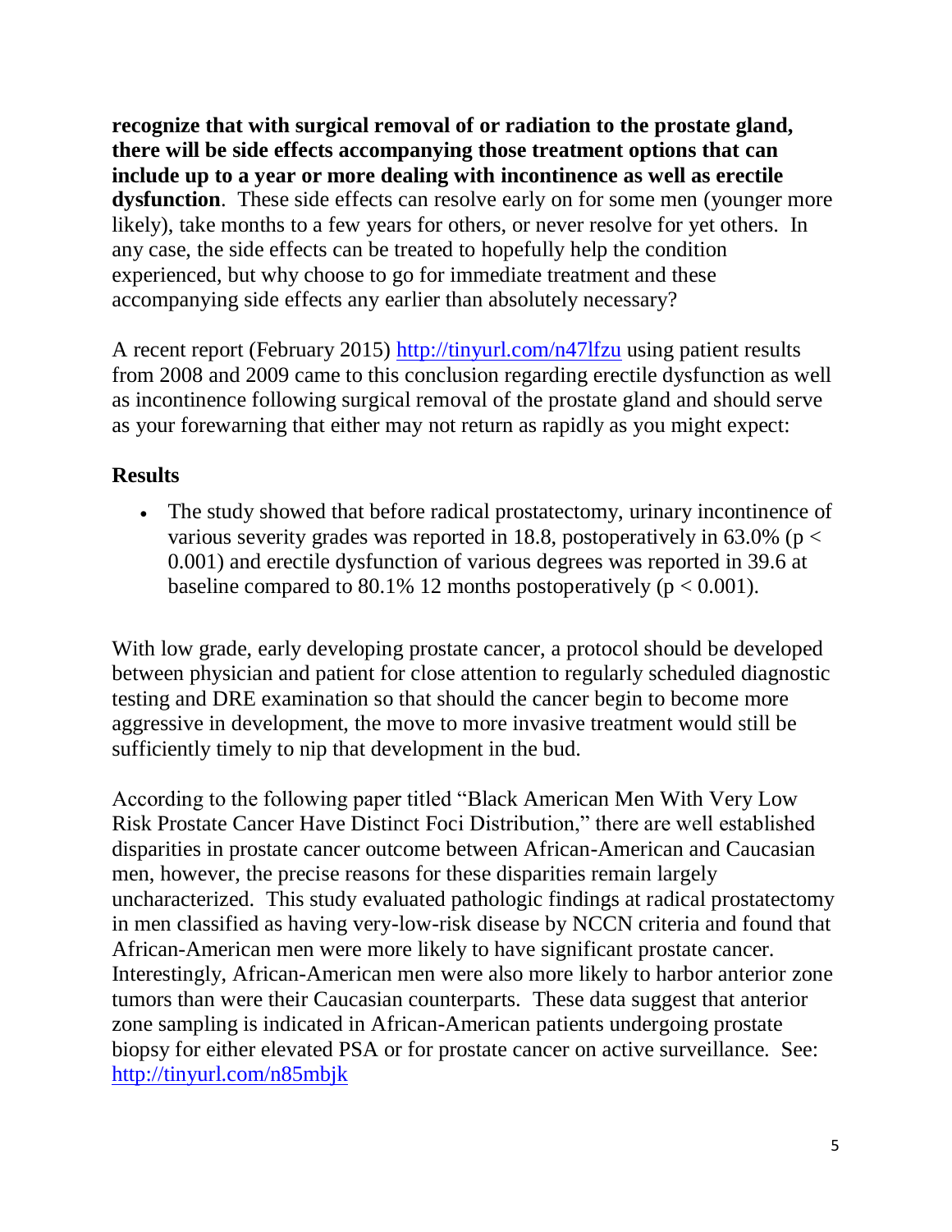**recognize that with surgical removal of or radiation to the prostate gland, there will be side effects accompanying those treatment options that can include up to a year or more dealing with incontinence as well as erectile dysfunction**. These side effects can resolve early on for some men (younger more likely), take months to a few years for others, or never resolve for yet others. In any case, the side effects can be treated to hopefully help the condition experienced, but why choose to go for immediate treatment and these accompanying side effects any earlier than absolutely necessary?

A recent report (February 2015) http://tinyurl.com/n47lfzu using patient results from 2008 and 2009 came to this conclusion regarding erectile dysfunction as well as incontinence following surgical removal of the prostate gland and should serve as your forewarning that either may not return as rapidly as you might expect:

**Results**

- The study showed that before radical prostatectomy, urinary incontinence of various severity grades was reported in 18.8, postoperatively in 63.0% ($p < 0.001$) and erectile dysfunction of various degrees was reported in 39.6 at baseline compared to 80.1% 12 months postoperatively ($p < 0.001$).

With low grade, early developing prostate cancer, a protocol should be developed between physician and patient for close attention to regularly scheduled diagnostic testing and DRE examination so that should the cancer begin to become more aggressive in development, the move to more invasive treatment would still be sufficiently timely to nip that development in the bud.

According to the following paper titled "Black American Men With Very Low Risk Prostate Cancer Have Distinct Foci Distribution," there are well established disparities in prostate cancer outcome between African-American and Caucasian men, however, the precise reasons for these disparities remain largely uncharacterized. This study evaluated pathologic findings at radical prostatectomy in men classified as having very-low-risk disease by NCCN criteria and found that African-American men were more likely to have significant prostate cancer. Interestingly, African-American men were also more likely to harbor anterior zone tumors than were their Caucasian counterparts. These data suggest that anterior zone sampling is indicated in African-American patients undergoing prostate biopsy for either elevated PSA or for prostate cancer on active surveillance. See: http://tinyurl.com/n85mbjk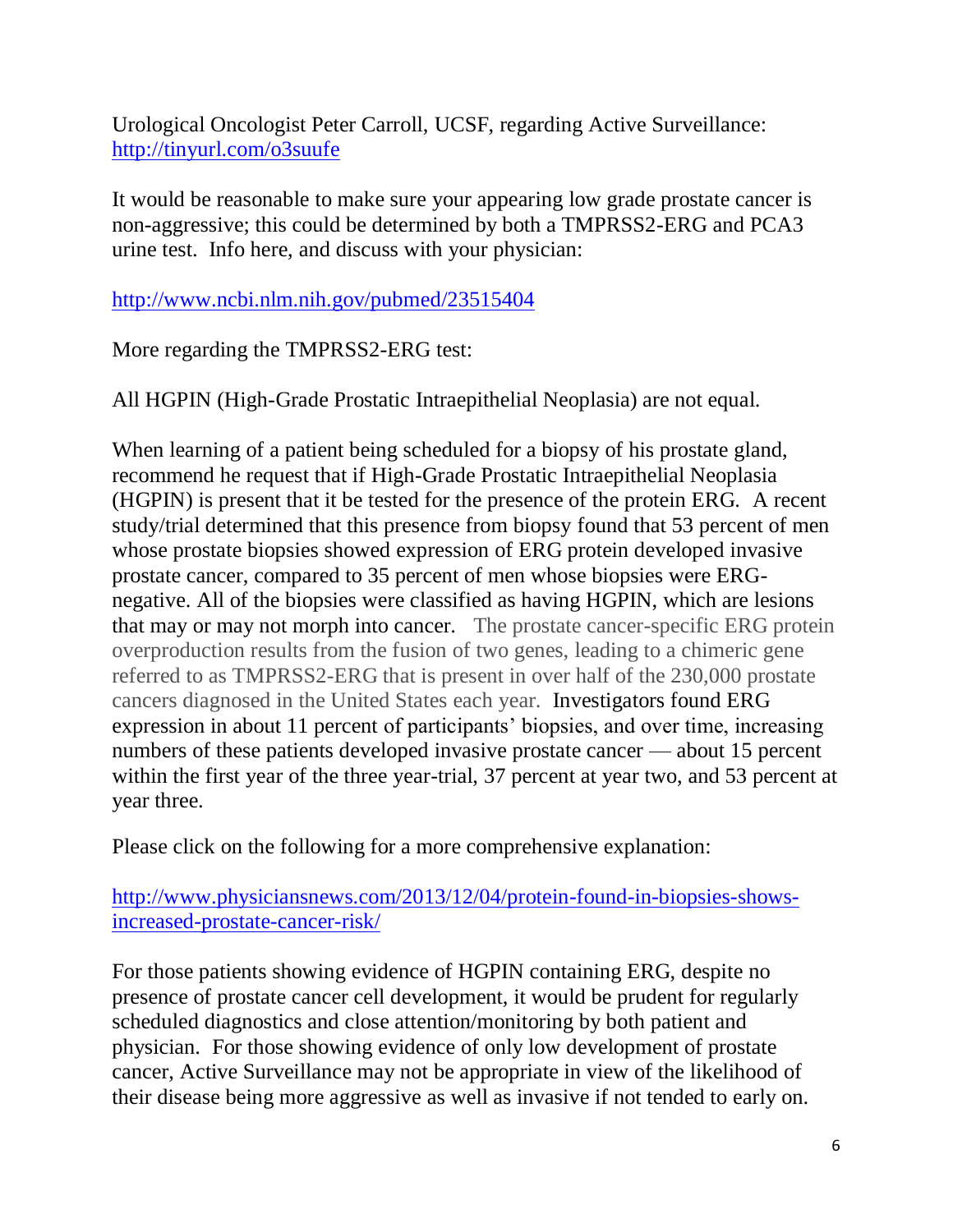Urological Oncologist Peter Carroll, UCSF, regarding Active Surveillance: http://tinyurl.com/o3suufe

It would be reasonable to make sure your appearing low grade prostate cancer is non-aggressive; this could be determined by both a TMPRSS2-ERG and PCA3 urine test. Info here, and discuss with your physician:

http://www.ncbi.nlm.nih.gov/pubmed/23515404

More regarding the TMPRSS2-ERG test:

All HGPIN (High-Grade Prostatic Intraepithelial Neoplasia) are not equal.

When learning of a patient being scheduled for a biopsy of his prostate gland, recommend he request that if High-Grade Prostatic Intraepithelial Neoplasia (HGPIN) is present that it be tested for the presence of the protein ERG. A recent study/trial determined that this presence from biopsy found that 53 percent of men whose prostate biopsies showed expression of ERG protein developed invasive prostate cancer, compared to 35 percent of men whose biopsies were ERG-negative. All of the biopsies were classified as having HGPIN, which are lesions that may or may not morph into cancer. The prostate cancer-specific ERG protein overproduction results from the fusion of two genes, leading to a chimeric gene referred to as TMPRSS2-ERG that is present in over half of the 230,000 prostate cancers diagnosed in the United States each year. Investigators found ERG expression in about 11 percent of participants' biopsies, and over time, increasing numbers of these patients developed invasive prostate cancer — about 15 percent within the first year of the three year-trial, 37 percent at year two, and 53 percent at year three.

Please click on the following for a more comprehensive explanation:

http://www.physiciansnews.com/2013/12/04/protein-found-in-biopsies-shows-increased-prostate-cancer-risk/

For those patients showing evidence of HGPIN containing ERG, despite no presence of prostate cancer cell development, it would be prudent for regularly scheduled diagnostics and close attention/monitoring by both patient and physician. For those showing evidence of only low development of prostate cancer, Active Surveillance may not be appropriate in view of the likelihood of their disease being more aggressive as well as invasive if not tended to early on.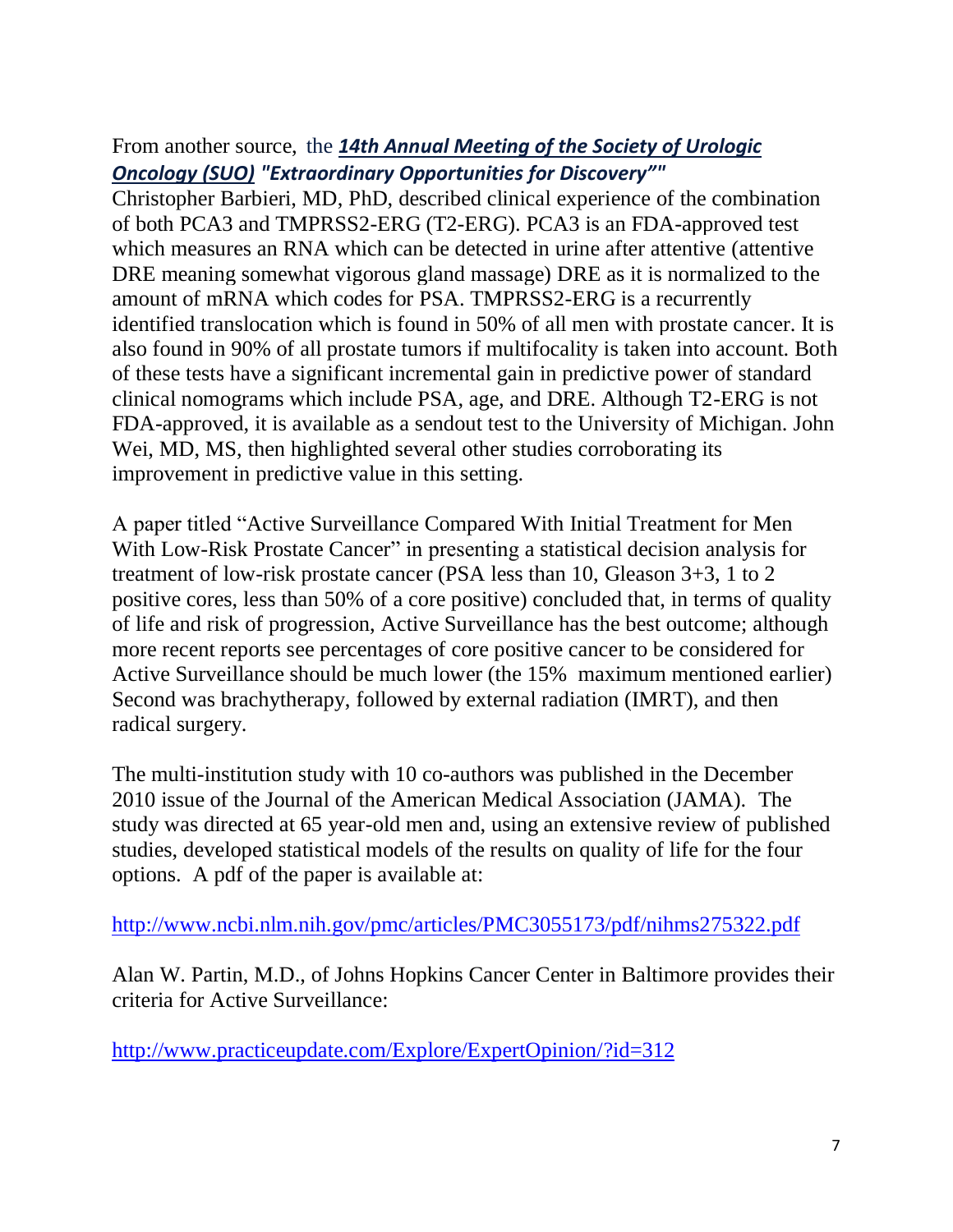From another source, the ***14th Annual Meeting of the Society of Urologic Oncology (SUO)*** ***"Extraordinary Opportunities for Discovery""***

Christopher Barbieri, MD, PhD, described clinical experience of the combination of both PCA3 and TMPRSS2-ERG (T2-ERG). PCA3 is an FDA-approved test which measures an RNA which can be detected in urine after attentive (attentive DRE meaning somewhat vigorous gland massage) DRE as it is normalized to the amount of mRNA which codes for PSA. TMPRSS2-ERG is a recurrently identified translocation which is found in 50% of all men with prostate cancer. It is also found in 90% of all prostate tumors if multifocality is taken into account. Both of these tests have a significant incremental gain in predictive power of standard clinical nomograms which include PSA, age, and DRE. Although T2-ERG is not FDA-approved, it is available as a sendout test to the University of Michigan. John Wei, MD, MS, then highlighted several other studies corroborating its improvement in predictive value in this setting.

A paper titled "Active Surveillance Compared With Initial Treatment for Men With Low-Risk Prostate Cancer" in presenting a statistical decision analysis for treatment of low-risk prostate cancer (PSA less than 10, Gleason 3+3, 1 to 2 positive cores, less than 50% of a core positive) concluded that, in terms of quality of life and risk of progression, Active Surveillance has the best outcome; although more recent reports see percentages of core positive cancer to be considered for Active Surveillance should be much lower (the 15% maximum mentioned earlier) Second was brachytherapy, followed by external radiation (IMRT), and then radical surgery.

The multi-institution study with 10 co-authors was published in the December 2010 issue of the Journal of the American Medical Association (JAMA). The study was directed at 65 year-old men and, using an extensive review of published studies, developed statistical models of the results on quality of life for the four options. A pdf of the paper is available at:

http://www.ncbi.nlm.nih.gov/pmc/articles/PMC3055173/pdf/nihms275322.pdf

Alan W. Partin, M.D., of Johns Hopkins Cancer Center in Baltimore provides their criteria for Active Surveillance:

http://www.practiceupdate.com/Explore/ExpertOpinion/?id=312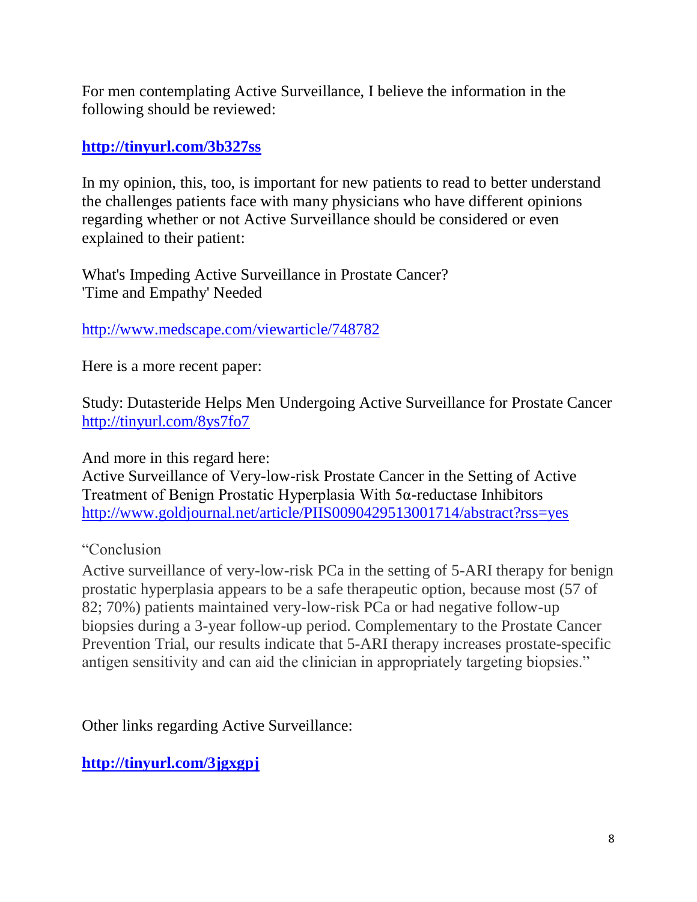For men contemplating Active Surveillance, I believe the information in the following should be reviewed:

**http://tinyurl.com/3b327ss**

In my opinion, this, too, is important for new patients to read to better understand the challenges patients face with many physicians who have different opinions regarding whether or not Active Surveillance should be considered or even explained to their patient:

What's Impeding Active Surveillance in Prostate Cancer?
'Time and Empathy' Needed

http://www.medscape.com/viewarticle/748782

Here is a more recent paper:

Study: Dutasteride Helps Men Undergoing Active Surveillance for Prostate Cancer
http://tinyurl.com/8ys7fo7

And more in this regard here:
Active Surveillance of Very-low-risk Prostate Cancer in the Setting of Active Treatment of Benign Prostatic Hyperplasia With 5α-reductase Inhibitors
http://www.goldjournal.net/article/PIIS0090429513001714/abstract?rss=yes

"Conclusion
Active surveillance of very-low-risk PCa in the setting of 5-ARI therapy for benign prostatic hyperplasia appears to be a safe therapeutic option, because most (57 of 82; 70%) patients maintained very-low-risk PCa or had negative follow-up biopsies during a 3-year follow-up period. Complementary to the Prostate Cancer Prevention Trial, our results indicate that 5-ARI therapy increases prostate-specific antigen sensitivity and can aid the clinician in appropriately targeting biopsies."

Other links regarding Active Surveillance:

**http://tinyurl.com/3jgxgpj**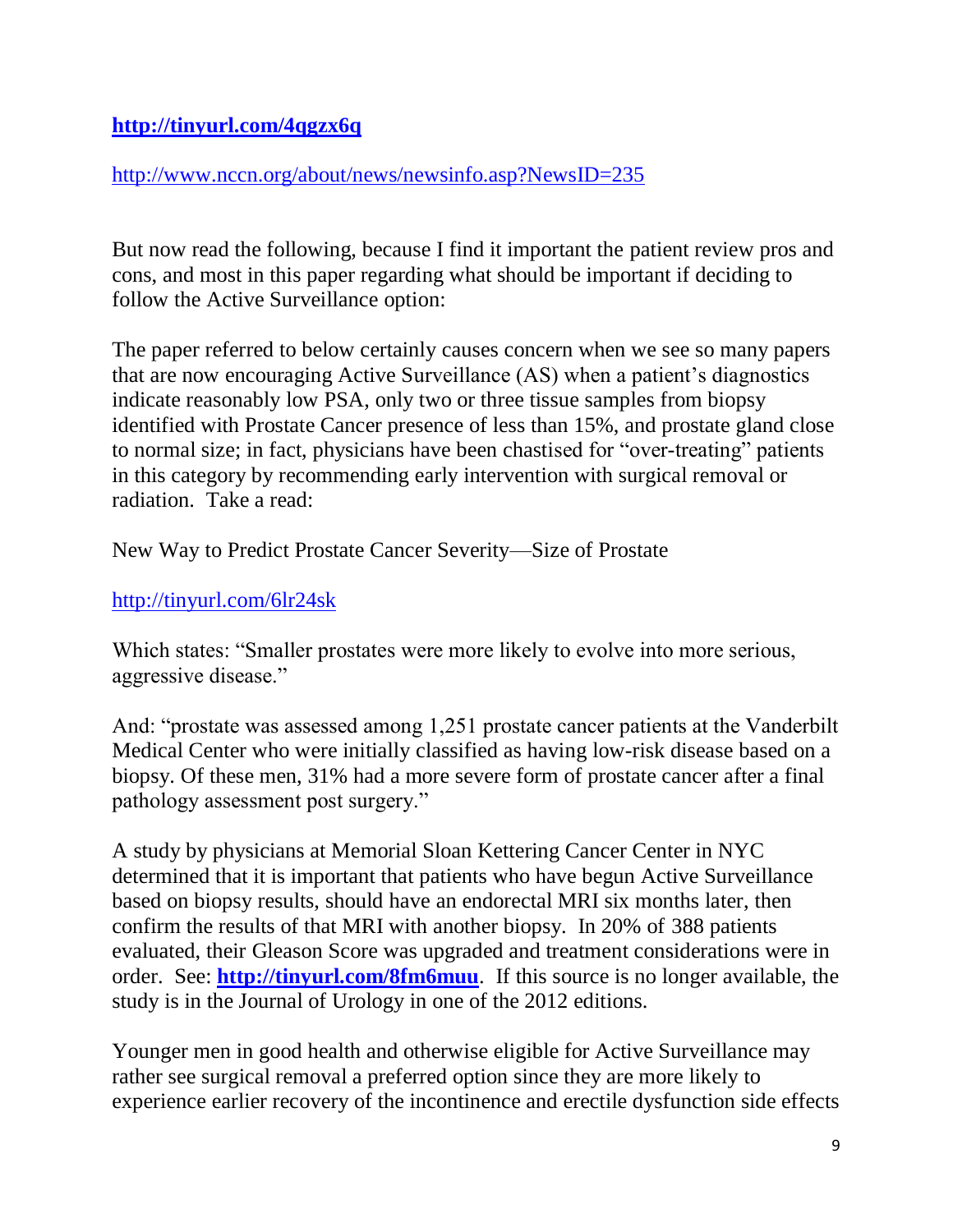**http://tinyurl.com/4qgzx6q**

http://www.nccn.org/about/news/newsinfo.asp?NewsID=235

But now read the following, because I find it important the patient review pros and cons, and most in this paper regarding what should be important if deciding to follow the Active Surveillance option:

The paper referred to below certainly causes concern when we see so many papers that are now encouraging Active Surveillance (AS) when a patient's diagnostics indicate reasonably low PSA, only two or three tissue samples from biopsy identified with Prostate Cancer presence of less than 15%, and prostate gland close to normal size; in fact, physicians have been chastised for "over-treating" patients in this category by recommending early intervention with surgical removal or radiation. Take a read:

New Way to Predict Prostate Cancer Severity—Size of Prostate

http://tinyurl.com/6lr24sk

Which states: "Smaller prostates were more likely to evolve into more serious, aggressive disease."

And: "prostate was assessed among 1,251 prostate cancer patients at the Vanderbilt Medical Center who were initially classified as having low-risk disease based on a biopsy. Of these men, 31% had a more severe form of prostate cancer after a final pathology assessment post surgery."

A study by physicians at Memorial Sloan Kettering Cancer Center in NYC determined that it is important that patients who have begun Active Surveillance based on biopsy results, should have an endorectal MRI six months later, then confirm the results of that MRI with another biopsy. In 20% of 388 patients evaluated, their Gleason Score was upgraded and treatment considerations were in order. See: **http://tinyurl.com/8fm6muu**. If this source is no longer available, the study is in the Journal of Urology in one of the 2012 editions.

Younger men in good health and otherwise eligible for Active Surveillance may rather see surgical removal a preferred option since they are more likely to experience earlier recovery of the incontinence and erectile dysfunction side effects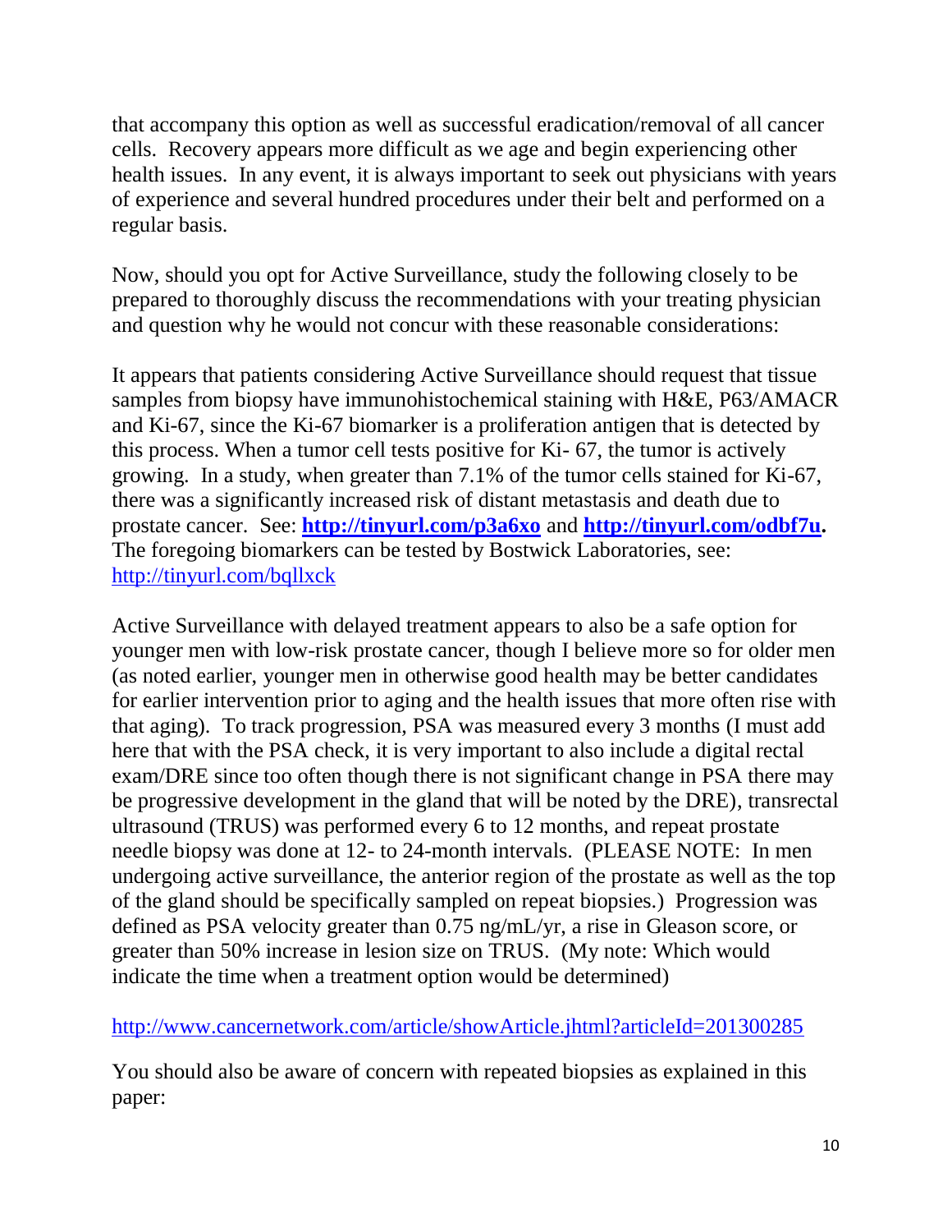that accompany this option as well as successful eradication/removal of all cancer cells. Recovery appears more difficult as we age and begin experiencing other health issues. In any event, it is always important to seek out physicians with years of experience and several hundred procedures under their belt and performed on a regular basis.

Now, should you opt for Active Surveillance, study the following closely to be prepared to thoroughly discuss the recommendations with your treating physician and question why he would not concur with these reasonable considerations:

It appears that patients considering Active Surveillance should request that tissue samples from biopsy have immunohistochemical staining with H&E, P63/AMACR and Ki-67, since the Ki-67 biomarker is a proliferation antigen that is detected by this process. When a tumor cell tests positive for Ki- 67, the tumor is actively growing. In a study, when greater than 7.1% of the tumor cells stained for Ki-67, there was a significantly increased risk of distant metastasis and death due to prostate cancer. See: **http://tinyurl.com/p3a6xo** and **http://tinyurl.com/odbf7u.** The foregoing biomarkers can be tested by Bostwick Laboratories, see: http://tinyurl.com/bqllxck

Active Surveillance with delayed treatment appears to also be a safe option for younger men with low-risk prostate cancer, though I believe more so for older men (as noted earlier, younger men in otherwise good health may be better candidates for earlier intervention prior to aging and the health issues that more often rise with that aging). To track progression, PSA was measured every 3 months (I must add here that with the PSA check, it is very important to also include a digital rectal exam/DRE since too often though there is not significant change in PSA there may be progressive development in the gland that will be noted by the DRE), transrectal ultrasound (TRUS) was performed every 6 to 12 months, and repeat prostate needle biopsy was done at 12- to 24-month intervals. (PLEASE NOTE: In men undergoing active surveillance, the anterior region of the prostate as well as the top of the gland should be specifically sampled on repeat biopsies.) Progression was defined as PSA velocity greater than 0.75 ng/mL/yr, a rise in Gleason score, or greater than 50% increase in lesion size on TRUS. (My note: Which would indicate the time when a treatment option would be determined)

http://www.cancernetwork.com/article/showArticle.jhtml?articleId=201300285

You should also be aware of concern with repeated biopsies as explained in this paper: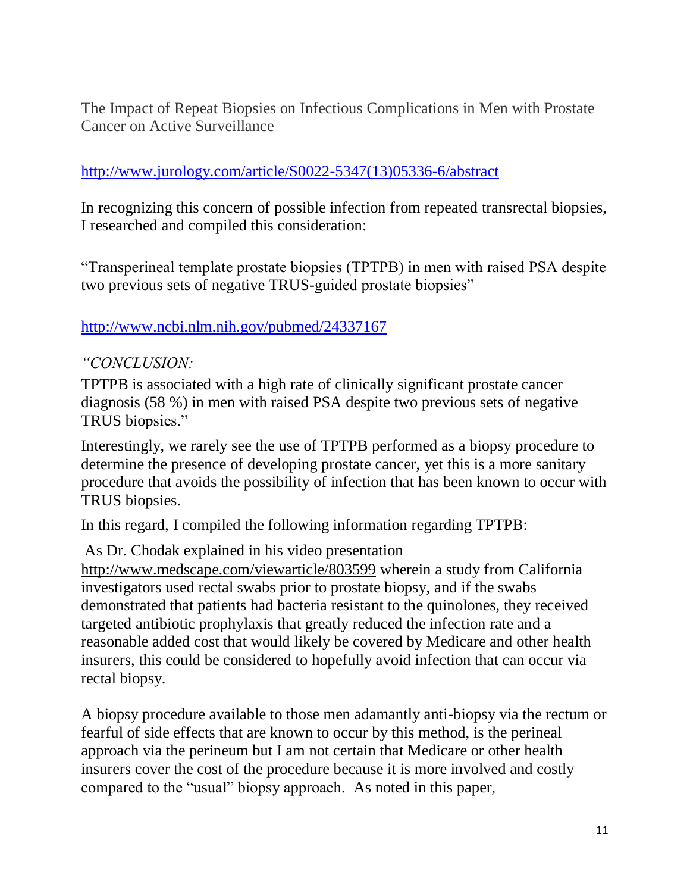The Impact of Repeat Biopsies on Infectious Complications in Men with Prostate Cancer on Active Surveillance

http://www.jurology.com/article/S0022-5347(13)05336-6/abstract

In recognizing this concern of possible infection from repeated transrectal biopsies, I researched and compiled this consideration:

"Transperineal template prostate biopsies (TPTPB) in men with raised PSA despite two previous sets of negative TRUS-guided prostate biopsies"

http://www.ncbi.nlm.nih.gov/pubmed/24337167

*"CONCLUSION:*

TPTPB is associated with a high rate of clinically significant prostate cancer diagnosis (58 %) in men with raised PSA despite two previous sets of negative TRUS biopsies."

Interestingly, we rarely see the use of TPTPB performed as a biopsy procedure to determine the presence of developing prostate cancer, yet this is a more sanitary procedure that avoids the possibility of infection that has been known to occur with TRUS biopsies.

In this regard, I compiled the following information regarding TPTPB:

As Dr. Chodak explained in his video presentation http://www.medscape.com/viewarticle/803599 wherein a study from California investigators used rectal swabs prior to prostate biopsy, and if the swabs demonstrated that patients had bacteria resistant to the quinolones, they received targeted antibiotic prophylaxis that greatly reduced the infection rate and a reasonable added cost that would likely be covered by Medicare and other health insurers, this could be considered to hopefully avoid infection that can occur via rectal biopsy.

A biopsy procedure available to those men adamantly anti-biopsy via the rectum or fearful of side effects that are known to occur by this method, is the perineal approach via the perineum but I am not certain that Medicare or other health insurers cover the cost of the procedure because it is more involved and costly compared to the "usual" biopsy approach. As noted in this paper,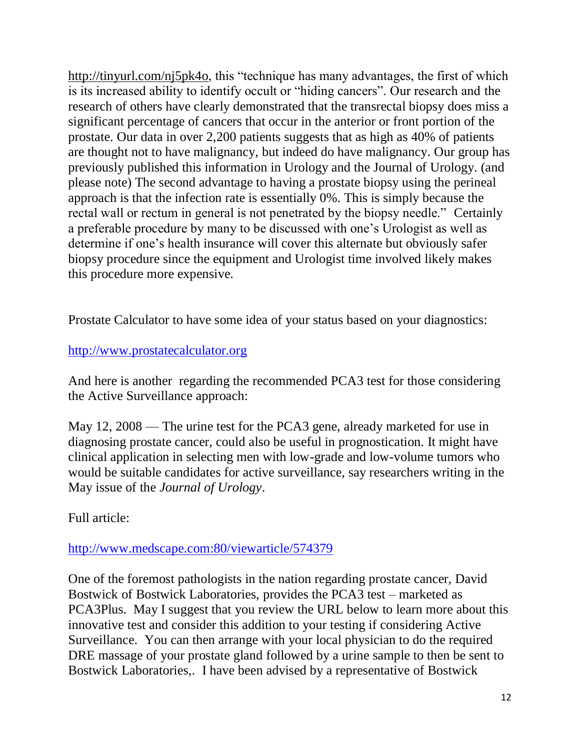http://tinyurl.com/nj5pk4o, this "technique has many advantages, the first of which is its increased ability to identify occult or "hiding cancers". Our research and the research of others have clearly demonstrated that the transrectal biopsy does miss a significant percentage of cancers that occur in the anterior or front portion of the prostate. Our data in over 2,200 patients suggests that as high as 40% of patients are thought not to have malignancy, but indeed do have malignancy. Our group has previously published this information in Urology and the Journal of Urology. (and please note) The second advantage to having a prostate biopsy using the perineal approach is that the infection rate is essentially 0%. This is simply because the rectal wall or rectum in general is not penetrated by the biopsy needle." Certainly a preferable procedure by many to be discussed with one's Urologist as well as determine if one's health insurance will cover this alternate but obviously safer biopsy procedure since the equipment and Urologist time involved likely makes this procedure more expensive.

Prostate Calculator to have some idea of your status based on your diagnostics:

http://www.prostatecalculator.org

And here is another regarding the recommended PCA3 test for those considering the Active Surveillance approach:

May 12, 2008 — The urine test for the PCA3 gene, already marketed for use in diagnosing prostate cancer, could also be useful in prognostication. It might have clinical application in selecting men with low-grade and low-volume tumors who would be suitable candidates for active surveillance, say researchers writing in the May issue of the *Journal of Urology*.

Full article:

http://www.medscape.com:80/viewarticle/574379

One of the foremost pathologists in the nation regarding prostate cancer, David Bostwick of Bostwick Laboratories, provides the PCA3 test – marketed as PCA3Plus. May I suggest that you review the URL below to learn more about this innovative test and consider this addition to your testing if considering Active Surveillance. You can then arrange with your local physician to do the required DRE massage of your prostate gland followed by a urine sample to then be sent to Bostwick Laboratories,. I have been advised by a representative of Bostwick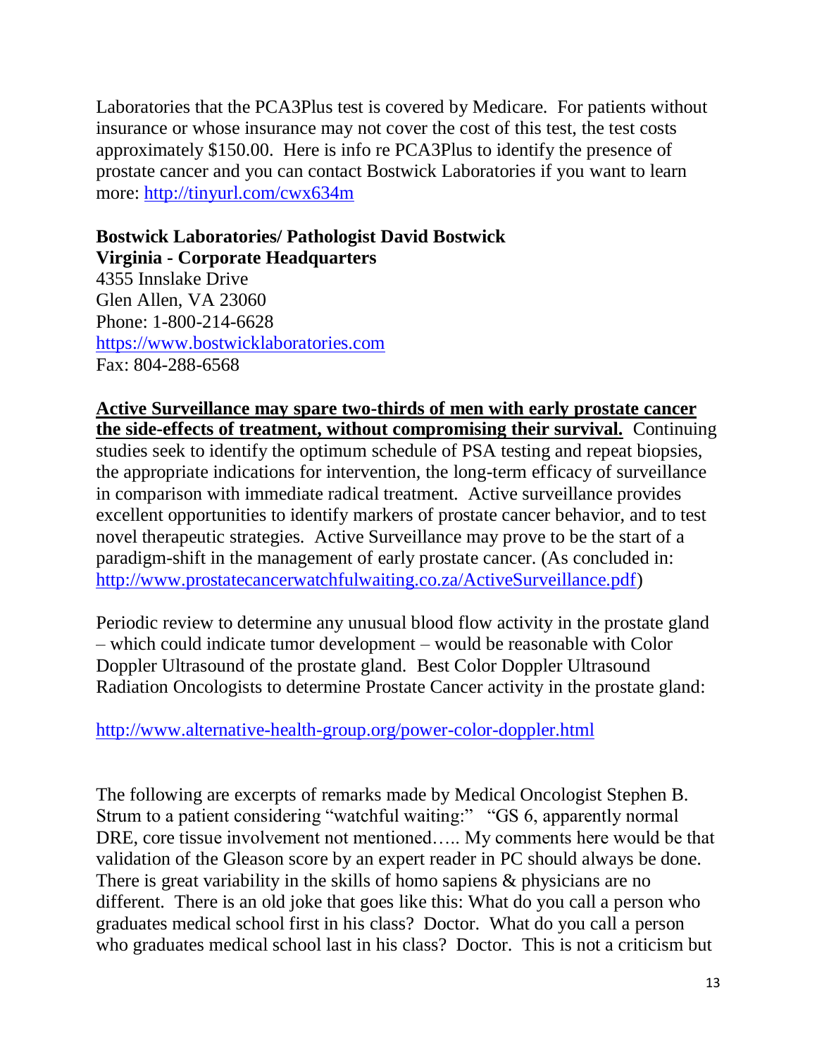Laboratories that the PCA3Plus test is covered by Medicare. For patients without insurance or whose insurance may not cover the cost of this test, the test costs approximately $150.00. Here is info re PCA3Plus to identify the presence of prostate cancer and you can contact Bostwick Laboratories if you want to learn more: http://tinyurl.com/cwx634m

**Bostwick Laboratories/ Pathologist David Bostwick**
**Virginia - Corporate Headquarters**
4355 Innslake Drive
Glen Allen, VA 23060
Phone: 1-800-214-6628
https://www.bostwicklaboratories.com
Fax: 804-288-6568

**Active Surveillance may spare two-thirds of men with early prostate cancer the side-effects of treatment, without compromising their survival.** Continuing studies seek to identify the optimum schedule of PSA testing and repeat biopsies, the appropriate indications for intervention, the long-term efficacy of surveillance in comparison with immediate radical treatment. Active surveillance provides excellent opportunities to identify markers of prostate cancer behavior, and to test novel therapeutic strategies. Active Surveillance may prove to be the start of a paradigm-shift in the management of early prostate cancer. (As concluded in: http://www.prostatecancerwatchfulwaiting.co.za/ActiveSurveillance.pdf)

Periodic review to determine any unusual blood flow activity in the prostate gland – which could indicate tumor development – would be reasonable with Color Doppler Ultrasound of the prostate gland. Best Color Doppler Ultrasound Radiation Oncologists to determine Prostate Cancer activity in the prostate gland:

http://www.alternative-health-group.org/power-color-doppler.html

The following are excerpts of remarks made by Medical Oncologist Stephen B. Strum to a patient considering "watchful waiting:" "GS 6, apparently normal DRE, core tissue involvement not mentioned….. My comments here would be that validation of the Gleason score by an expert reader in PC should always be done. There is great variability in the skills of homo sapiens & physicians are no different. There is an old joke that goes like this: What do you call a person who graduates medical school first in his class? Doctor. What do you call a person who graduates medical school last in his class? Doctor. This is not a criticism but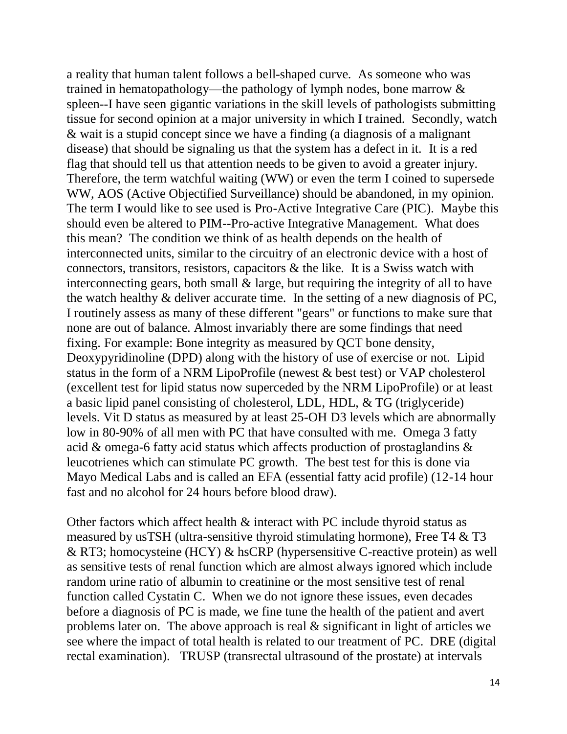a reality that human talent follows a bell-shaped curve. As someone who was trained in hematopathology—the pathology of lymph nodes, bone marrow & spleen--I have seen gigantic variations in the skill levels of pathologists submitting tissue for second opinion at a major university in which I trained. Secondly, watch & wait is a stupid concept since we have a finding (a diagnosis of a malignant disease) that should be signaling us that the system has a defect in it. It is a red flag that should tell us that attention needs to be given to avoid a greater injury. Therefore, the term watchful waiting (WW) or even the term I coined to supersede WW, AOS (Active Objectified Surveillance) should be abandoned, in my opinion. The term I would like to see used is Pro-Active Integrative Care (PIC). Maybe this should even be altered to PIM--Pro-active Integrative Management. What does this mean? The condition we think of as health depends on the health of interconnected units, similar to the circuitry of an electronic device with a host of connectors, transitors, resistors, capacitors & the like. It is a Swiss watch with interconnecting gears, both small & large, but requiring the integrity of all to have the watch healthy & deliver accurate time. In the setting of a new diagnosis of PC, I routinely assess as many of these different "gears" or functions to make sure that none are out of balance. Almost invariably there are some findings that need fixing. For example: Bone integrity as measured by QCT bone density, Deoxypyridinoline (DPD) along with the history of use of exercise or not. Lipid status in the form of a NRM LipoProfile (newest & best test) or VAP cholesterol (excellent test for lipid status now superceded by the NRM LipoProfile) or at least a basic lipid panel consisting of cholesterol, LDL, HDL, & TG (triglyceride) levels. Vit D status as measured by at least 25-OH D3 levels which are abnormally low in 80-90% of all men with PC that have consulted with me. Omega 3 fatty acid & omega-6 fatty acid status which affects production of prostaglandins & leucotrienes which can stimulate PC growth. The best test for this is done via Mayo Medical Labs and is called an EFA (essential fatty acid profile) (12-14 hour fast and no alcohol for 24 hours before blood draw).

Other factors which affect health & interact with PC include thyroid status as measured by usTSH (ultra-sensitive thyroid stimulating hormone), Free T4 & T3 & RT3; homocysteine (HCY) & hsCRP (hypersensitive C-reactive protein) as well as sensitive tests of renal function which are almost always ignored which include random urine ratio of albumin to creatinine or the most sensitive test of renal function called Cystatin C. When we do not ignore these issues, even decades before a diagnosis of PC is made, we fine tune the health of the patient and avert problems later on. The above approach is real & significant in light of articles we see where the impact of total health is related to our treatment of PC. DRE (digital rectal examination). TRUSP (transrectal ultrasound of the prostate) at intervals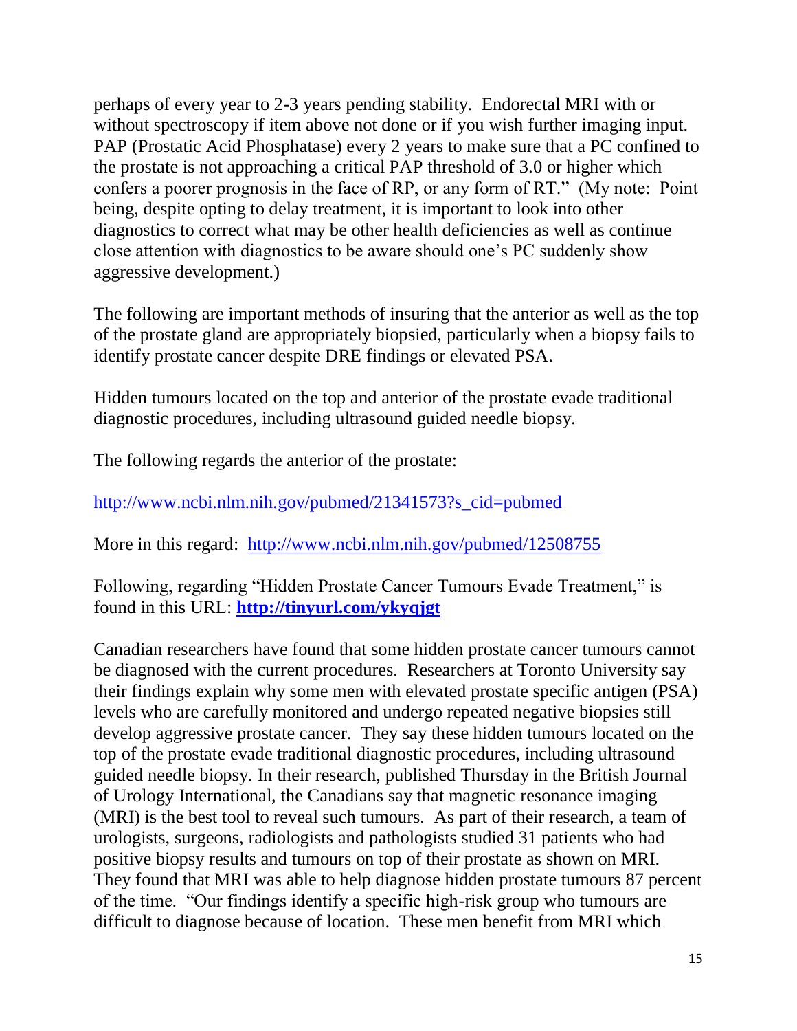perhaps of every year to 2-3 years pending stability. Endorectal MRI with or without spectroscopy if item above not done or if you wish further imaging input. PAP (Prostatic Acid Phosphatase) every 2 years to make sure that a PC confined to the prostate is not approaching a critical PAP threshold of 3.0 or higher which confers a poorer prognosis in the face of RP, or any form of RT." (My note: Point being, despite opting to delay treatment, it is important to look into other diagnostics to correct what may be other health deficiencies as well as continue close attention with diagnostics to be aware should one's PC suddenly show aggressive development.)

The following are important methods of insuring that the anterior as well as the top of the prostate gland are appropriately biopsied, particularly when a biopsy fails to identify prostate cancer despite DRE findings or elevated PSA.

Hidden tumours located on the top and anterior of the prostate evade traditional diagnostic procedures, including ultrasound guided needle biopsy.

The following regards the anterior of the prostate:

http://www.ncbi.nlm.nih.gov/pubmed/21341573?s_cid=pubmed

More in this regard: http://www.ncbi.nlm.nih.gov/pubmed/12508755

Following, regarding "Hidden Prostate Cancer Tumours Evade Treatment," is found in this URL: **http://tinyurl.com/ykyqjgt**

Canadian researchers have found that some hidden prostate cancer tumours cannot be diagnosed with the current procedures. Researchers at Toronto University say their findings explain why some men with elevated prostate specific antigen (PSA) levels who are carefully monitored and undergo repeated negative biopsies still develop aggressive prostate cancer. They say these hidden tumours located on the top of the prostate evade traditional diagnostic procedures, including ultrasound guided needle biopsy. In their research, published Thursday in the British Journal of Urology International, the Canadians say that magnetic resonance imaging (MRI) is the best tool to reveal such tumours. As part of their research, a team of urologists, surgeons, radiologists and pathologists studied 31 patients who had positive biopsy results and tumours on top of their prostate as shown on MRI. They found that MRI was able to help diagnose hidden prostate tumours 87 percent of the time. "Our findings identify a specific high-risk group who tumours are difficult to diagnose because of location. These men benefit from MRI which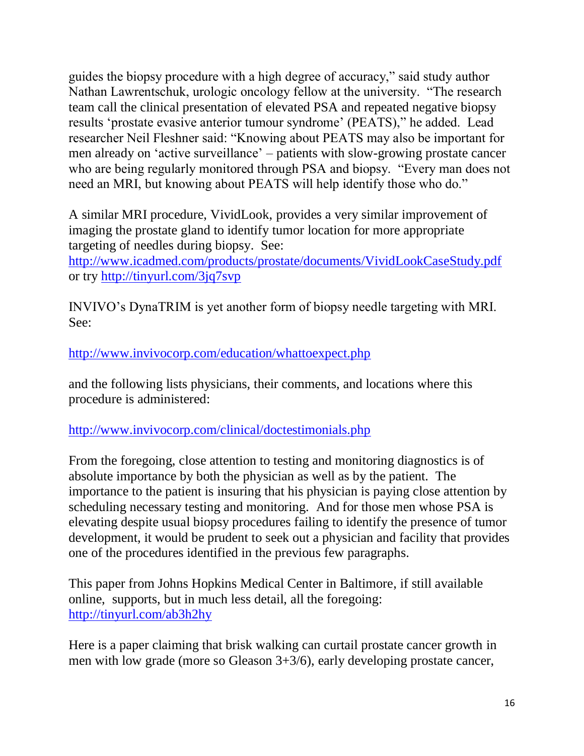guides the biopsy procedure with a high degree of accuracy," said study author Nathan Lawrentschuk, urologic oncology fellow at the university. "The research team call the clinical presentation of elevated PSA and repeated negative biopsy results 'prostate evasive anterior tumour syndrome' (PEATS)," he added. Lead researcher Neil Fleshner said: "Knowing about PEATS may also be important for men already on 'active surveillance' – patients with slow-growing prostate cancer who are being regularly monitored through PSA and biopsy. "Every man does not need an MRI, but knowing about PEATS will help identify those who do."

A similar MRI procedure, VividLook, provides a very similar improvement of imaging the prostate gland to identify tumor location for more appropriate targeting of needles during biopsy. See:
http://www.icadmed.com/products/prostate/documents/VividLookCaseStudy.pdf
or try http://tinyurl.com/3jq7svp

INVIVO's DynaTRIM is yet another form of biopsy needle targeting with MRI. See:

http://www.invivocorp.com/education/whattoexpect.php

and the following lists physicians, their comments, and locations where this procedure is administered:

http://www.invivocorp.com/clinical/doctestimonials.php

From the foregoing, close attention to testing and monitoring diagnostics is of absolute importance by both the physician as well as by the patient. The importance to the patient is insuring that his physician is paying close attention by scheduling necessary testing and monitoring. And for those men whose PSA is elevating despite usual biopsy procedures failing to identify the presence of tumor development, it would be prudent to seek out a physician and facility that provides one of the procedures identified in the previous few paragraphs.

This paper from Johns Hopkins Medical Center in Baltimore, if still available online, supports, but in much less detail, all the foregoing:
http://tinyurl.com/ab3h2hy

Here is a paper claiming that brisk walking can curtail prostate cancer growth in men with low grade (more so Gleason 3+3/6), early developing prostate cancer,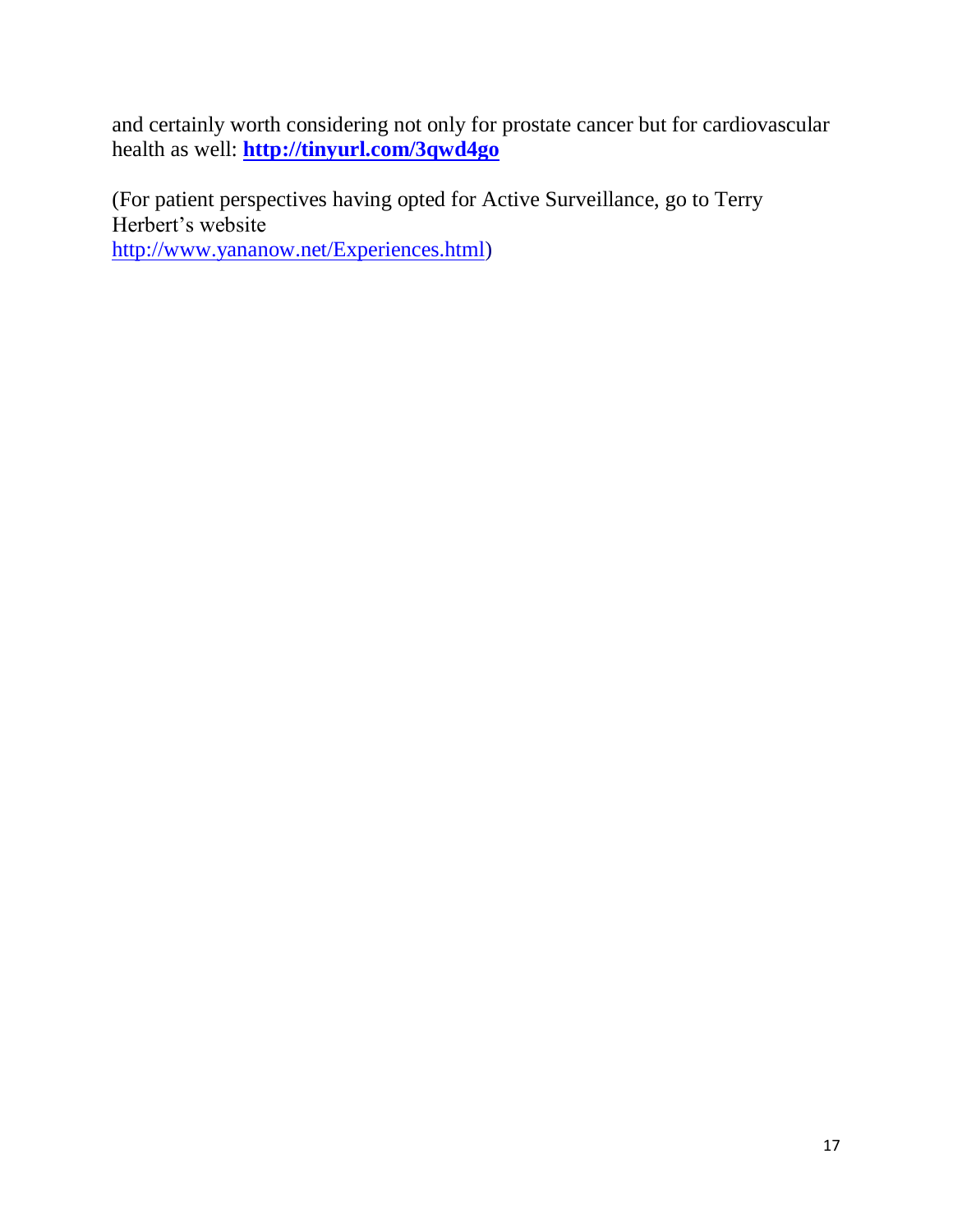and certainly worth considering not only for prostate cancer but for cardiovascular health as well: **http://tinyurl.com/3qwd4go**

(For patient perspectives having opted for Active Surveillance, go to Terry Herbert's website http://www.yananow.net/Experiences.html)